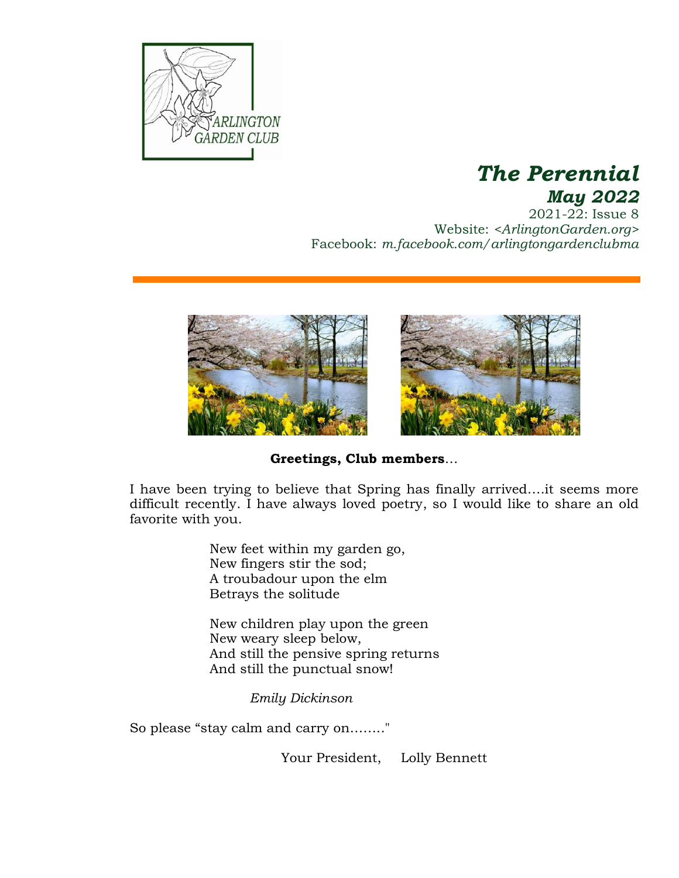ARLINGTON GARDEN CLUB

# *The Perennial*

## *May 2022*

2021-22: Issue 8
Website: *<ArlingtonGarden.org>*
Facebook: *m.facebook.com/arlingtongardenclubma*

**Greetings, Club members**…

I have been trying to believe that Spring has finally arrived….it seems more difficult recently. I have always loved poetry, so I would like to share an old favorite with you.

> New feet within my garden go,
> New fingers stir the sod;
> A troubadour upon the elm
> Betrays the solitude
>
> New children play upon the green
> New weary sleep below,
> And still the pensive spring returns
> And still the punctual snow!
>
> *Emily Dickinson*

So please "stay calm and carry on…….."

Your President, Lolly Bennett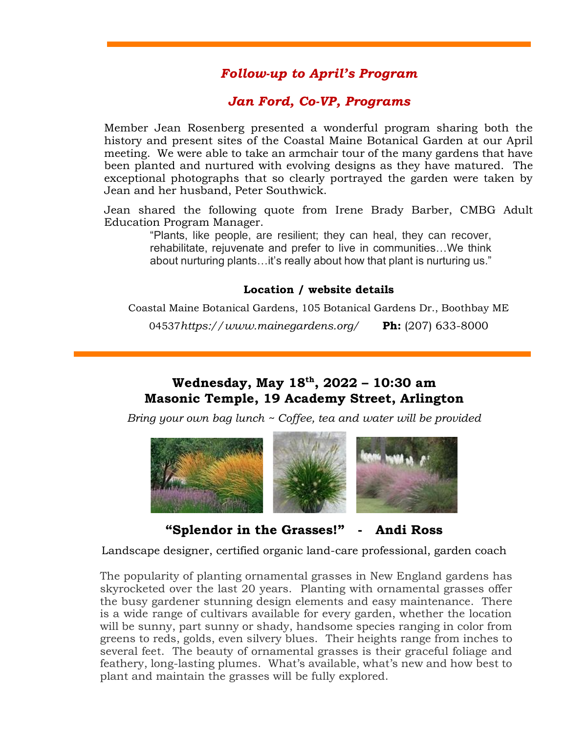## *Follow-up to April's Program*

## *Jan Ford, Co-VP, Programs*

Member Jean Rosenberg presented a wonderful program sharing both the history and present sites of the Coastal Maine Botanical Garden at our April meeting. We were able to take an armchair tour of the many gardens that have been planted and nurtured with evolving designs as they have matured. The exceptional photographs that so clearly portrayed the garden were taken by Jean and her husband, Peter Southwick.

Jean shared the following quote from Irene Brady Barber, CMBG Adult Education Program Manager.

> "Plants, like people, are resilient; they can heal, they can recover, rehabilitate, rejuvenate and prefer to live in communities…We think about nurturing plants…it's really about how that plant is nurturing us."

**Location / website details**

Coastal Maine Botanical Gardens, 105 Botanical Gardens Dr., Boothbay ME 04537*https://www.mainegardens.org/* **Ph:** (207) 633-8000

---

## Wednesday, May 18th, 2022 – 10:30 am
## Masonic Temple, 19 Academy Street, Arlington

*Bring your own bag lunch ~ Coffee, tea and water will be provided*

## "Splendor in the Grasses!" - Andi Ross

Landscape designer, certified organic land-care professional, garden coach

The popularity of planting ornamental grasses in New England gardens has skyrocketed over the last 20 years. Planting with ornamental grasses offer the busy gardener stunning design elements and easy maintenance. There is a wide range of cultivars available for every garden, whether the location will be sunny, part sunny or shady, handsome species ranging in color from greens to reds, golds, even silvery blues. Their heights range from inches to several feet. The beauty of ornamental grasses is their graceful foliage and feathery, long-lasting plumes. What's available, what's new and how best to plant and maintain the grasses will be fully explored.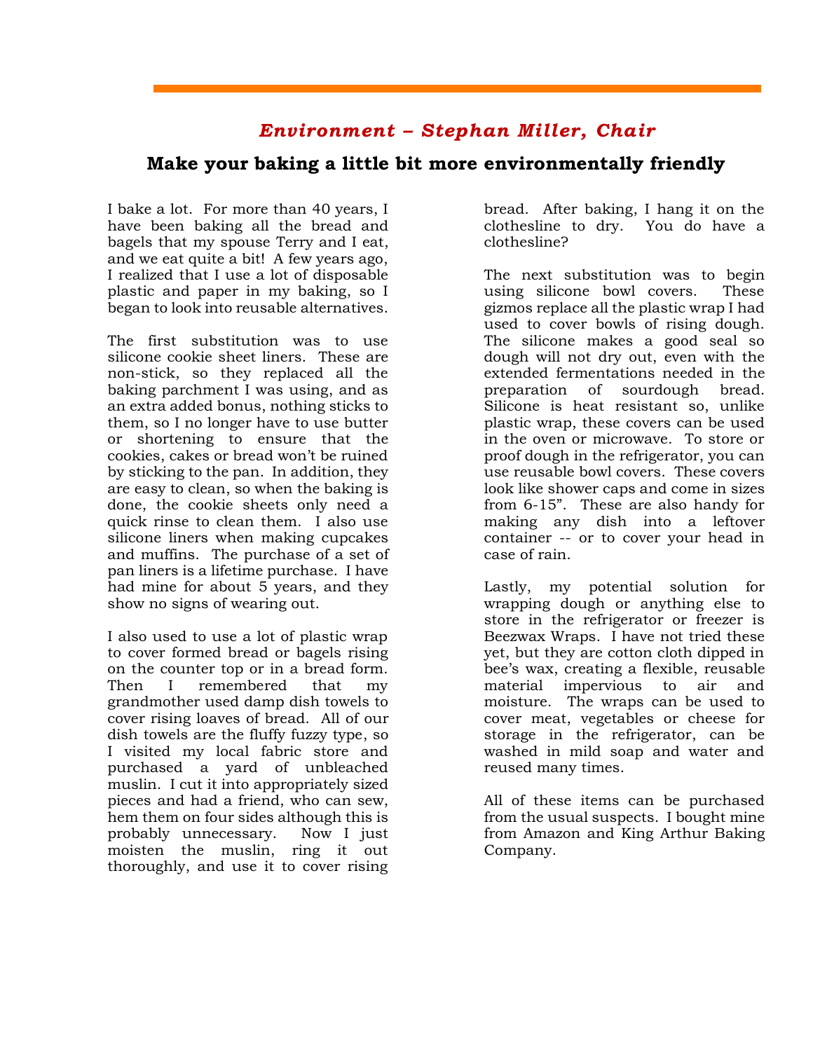## *Environment – Stephan Miller, Chair*

### Make your baking a little bit more environmentally friendly

I bake a lot. For more than 40 years, I have been baking all the bread and bagels that my spouse Terry and I eat, and we eat quite a bit! A few years ago, I realized that I use a lot of disposable plastic and paper in my baking, so I began to look into reusable alternatives.

The first substitution was to use silicone cookie sheet liners. These are non-stick, so they replaced all the baking parchment I was using, and as an extra added bonus, nothing sticks to them, so I no longer have to use butter or shortening to ensure that the cookies, cakes or bread won't be ruined by sticking to the pan. In addition, they are easy to clean, so when the baking is done, the cookie sheets only need a quick rinse to clean them. I also use silicone liners when making cupcakes and muffins. The purchase of a set of pan liners is a lifetime purchase. I have had mine for about 5 years, and they show no signs of wearing out.

I also used to use a lot of plastic wrap to cover formed bread or bagels rising on the counter top or in a bread form. Then I remembered that my grandmother used damp dish towels to cover rising loaves of bread. All of our dish towels are the fluffy fuzzy type, so I visited my local fabric store and purchased a yard of unbleached muslin. I cut it into appropriately sized pieces and had a friend, who can sew, hem them on four sides although this is probably unnecessary. Now I just moisten the muslin, ring it out thoroughly, and use it to cover rising bread. After baking, I hang it on the clothesline to dry. You do have a clothesline?

The next substitution was to begin using silicone bowl covers. These gizmos replace all the plastic wrap I had used to cover bowls of rising dough. The silicone makes a good seal so dough will not dry out, even with the extended fermentations needed in the preparation of sourdough bread. Silicone is heat resistant so, unlike plastic wrap, these covers can be used in the oven or microwave. To store or proof dough in the refrigerator, you can use reusable bowl covers. These covers look like shower caps and come in sizes from 6-15". These are also handy for making any dish into a leftover container -- or to cover your head in case of rain.

Lastly, my potential solution for wrapping dough or anything else to store in the refrigerator or freezer is Beezwax Wraps. I have not tried these yet, but they are cotton cloth dipped in bee's wax, creating a flexible, reusable material impervious to air and moisture. The wraps can be used to cover meat, vegetables or cheese for storage in the refrigerator, can be washed in mild soap and water and reused many times.

All of these items can be purchased from the usual suspects. I bought mine from Amazon and King Arthur Baking Company.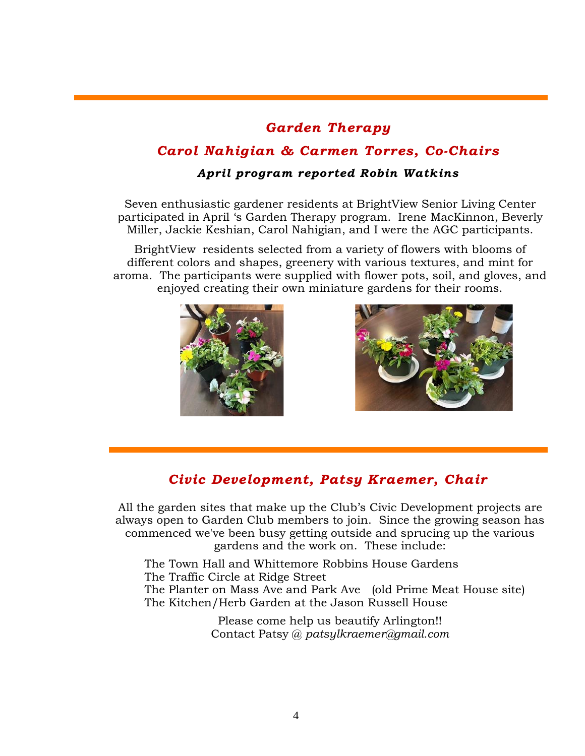## *Garden Therapy*

## *Carol Nahigian & Carmen Torres, Co-Chairs*

***April program reported Robin Watkins***

Seven enthusiastic gardener residents at BrightView Senior Living Center participated in April 's Garden Therapy program. Irene MacKinnon, Beverly Miller, Jackie Keshian, Carol Nahigian, and I were the AGC participants.

BrightView residents selected from a variety of flowers with blooms of different colors and shapes, greenery with various textures, and mint for aroma. The participants were supplied with flower pots, soil, and gloves, and enjoyed creating their own miniature gardens for their rooms.

## *Civic Development, Patsy Kraemer, Chair*

All the garden sites that make up the Club's Civic Development projects are always open to Garden Club members to join. Since the growing season has commenced we've been busy getting outside and sprucing up the various gardens and the work on. These include:

The Town Hall and Whittemore Robbins House Gardens
The Traffic Circle at Ridge Street
The Planter on Mass Ave and Park Ave (old Prime Meat House site)
The Kitchen/Herb Garden at the Jason Russell House

Please come help us beautify Arlington!!
Contact Patsy @ *patsylkraemer@gmail.com*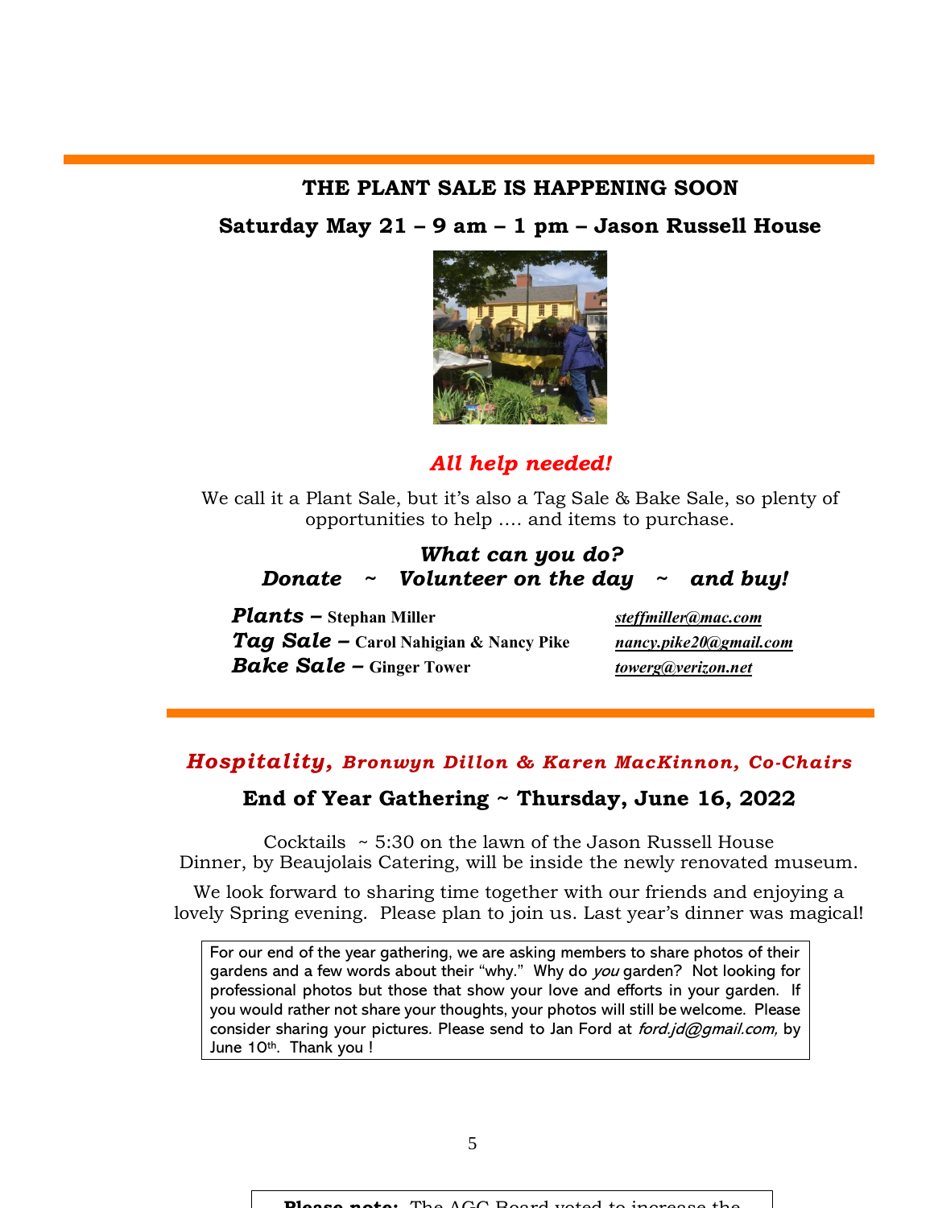## THE PLANT SALE IS HAPPENING SOON

## Saturday May 21 – 9 am – 1 pm – Jason Russell House

***All help needed!***

We call it a Plant Sale, but it's also a Tag Sale & Bake Sale, so plenty of opportunities to help …. and items to purchase.

***What can you do?***

***Donate ~ Volunteer on the day ~ and buy!***

***Plants* – Stephan Miller** *steffmiller@mac.com*
***Tag Sale* – Carol Nahigian & Nancy Pike** *nancy.pike20@gmail.com*
***Bake Sale* – Ginger Tower** *towerg@verizon.net*

---

## *Hospitality, Bronwyn Dillon & Karen MacKinnon, Co-Chairs*

### End of Year Gathering ~ Thursday, June 16, 2022

Cocktails ~ 5:30 on the lawn of the Jason Russell House
Dinner, by Beaujolais Catering, will be inside the newly renovated museum.

We look forward to sharing time together with our friends and enjoying a lovely Spring evening. Please plan to join us. Last year's dinner was magical!

For our end of the year gathering, we are asking members to share photos of their gardens and a few words about their "why." Why do *you* garden? Not looking for professional photos but those that show your love and efforts in your garden. If you would rather not share your thoughts, your photos will still be welcome. Please consider sharing your pictures. Please send to Jan Ford at *ford.jd@gmail.com,* by June 10th. Thank you !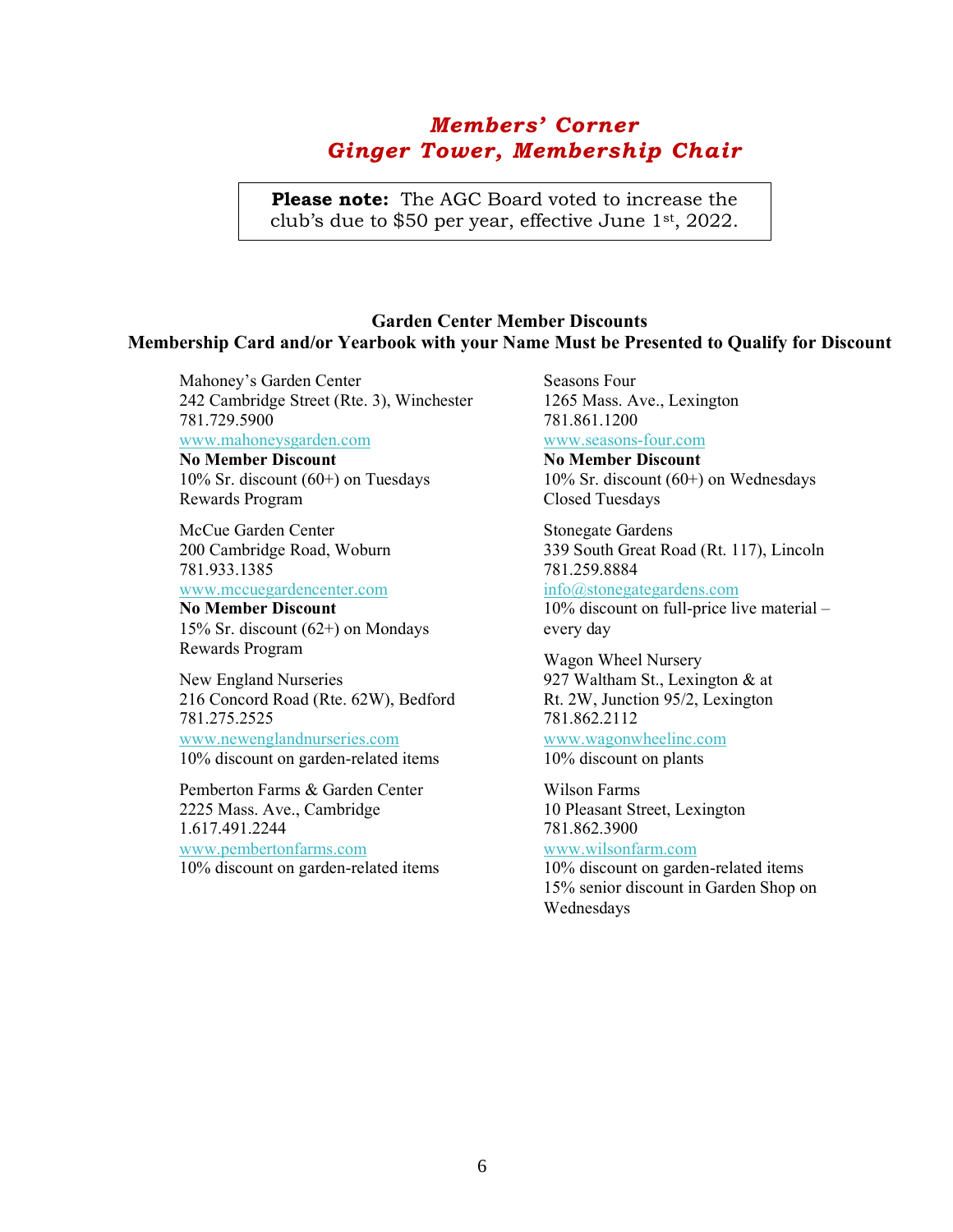# *Members' Corner*
# *Ginger Tower, Membership Chair*

**Please note:** The AGC Board voted to increase the club's due to $50 per year, effective June 1st, 2022.

## Garden Center Member Discounts
**Membership Card and/or Yearbook with your Name Must be Presented to Qualify for Discount**

Mahoney's Garden Center
242 Cambridge Street (Rte. 3), Winchester
781.729.5900
www.mahoneysgarden.com
**No Member Discount**
10% Sr. discount (60+) on Tuesdays
Rewards Program

McCue Garden Center
200 Cambridge Road, Woburn
781.933.1385
www.mccuegardencenter.com
**No Member Discount**
15% Sr. discount (62+) on Mondays
Rewards Program

New England Nurseries
216 Concord Road (Rte. 62W), Bedford
781.275.2525
www.newenglandnurseries.com
10% discount on garden-related items

Pemberton Farms & Garden Center
2225 Mass. Ave., Cambridge
1.617.491.2244
www.pembertonfarms.com
10% discount on garden-related items

Seasons Four
1265 Mass. Ave., Lexington
781.861.1200
www.seasons-four.com
**No Member Discount**
10% Sr. discount (60+) on Wednesdays
Closed Tuesdays

Stonegate Gardens
339 South Great Road (Rt. 117), Lincoln
781.259.8884
info@stonegategardens.com
10% discount on full-price live material – every day

Wagon Wheel Nursery
927 Waltham St., Lexington & at
Rt. 2W, Junction 95/2, Lexington
781.862.2112
www.wagonwheelinc.com
10% discount on plants

Wilson Farms
10 Pleasant Street, Lexington
781.862.3900
www.wilsonfarm.com
10% discount on garden-related items
15% senior discount in Garden Shop on Wednesdays